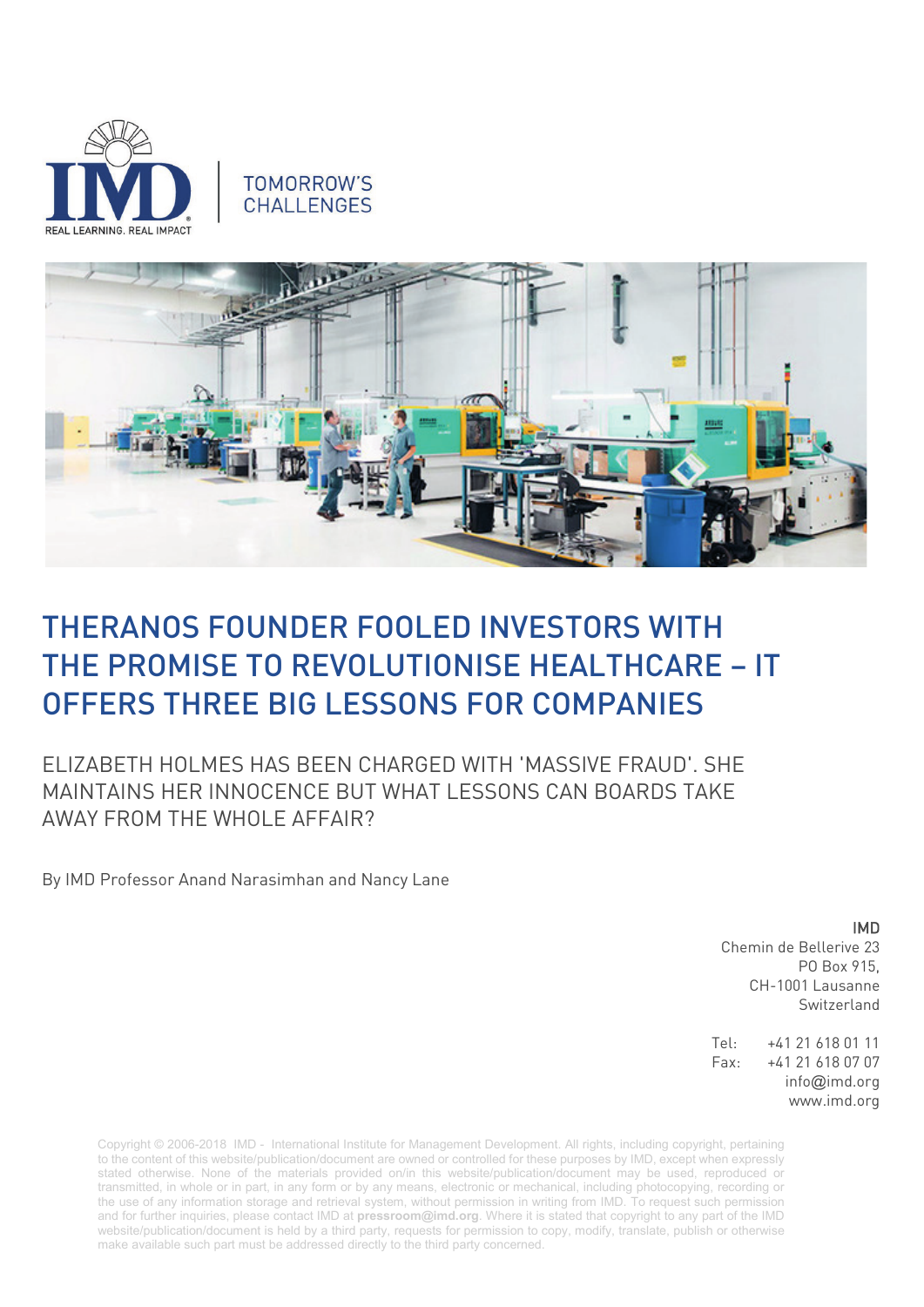TOMORROW'S CHALLENGES

# THERANOS FOUNDER FOOLED INVESTORS WITH THE PROMISE TO REVOLUTIONISE HEALTHCARE – IT OFFERS THREE BIG LESSONS FOR COMPANIES

## ELIZABETH HOLMES HAS BEEN CHARGED WITH 'MASSIVE FRAUD'. SHE MAINTAINS HER INNOCENCE BUT WHAT LESSONS CAN BOARDS TAKE AWAY FROM THE WHOLE AFFAIR?

By IMD Professor Anand Narasimhan and Nancy Lane

IMD
Chemin de Bellerive 23
PO Box 915,
CH-1001 Lausanne
Switzerland

Tel: +41 21 618 01 11
Fax: +41 21 618 07 07
info@imd.org
www.imd.org

Copyright © 2006-2018 IMD - International Institute for Management Development. All rights, including copyright, pertaining to the content of this website/publication/document are owned or controlled for these purposes by IMD, except when expressly stated otherwise. None of the materials provided on/in this website/publication/document may be used, reproduced or transmitted, in whole or in part, in any form or by any means, electronic or mechanical, including photocopying, recording or the use of any information storage and retrieval system, without permission in writing from IMD. To request such permission and for further inquiries, please contact IMD at **pressroom@imd.org**. Where it is stated that copyright to any part of the IMD website/publication/document is held by a third party, requests for permission to copy, modify, translate, publish or otherwise make available such part must be addressed directly to the third party concerned.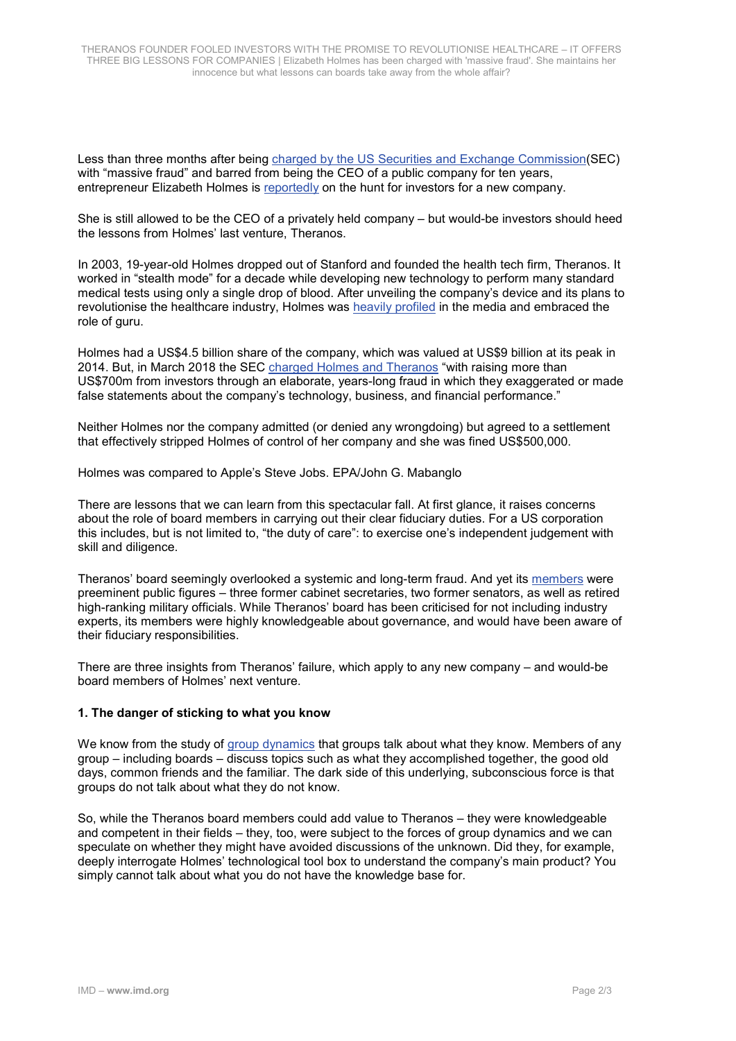Less than three months after being charged by the US Securities and Exchange Commission(SEC) with "massive fraud" and barred from being the CEO of a public company for ten years, entrepreneur Elizabeth Holmes is reportedly on the hunt for investors for a new company.

She is still allowed to be the CEO of a privately held company – but would-be investors should heed the lessons from Holmes' last venture, Theranos.

In 2003, 19-year-old Holmes dropped out of Stanford and founded the health tech firm, Theranos. It worked in "stealth mode" for a decade while developing new technology to perform many standard medical tests using only a single drop of blood. After unveiling the company's device and its plans to revolutionise the healthcare industry, Holmes was heavily profiled in the media and embraced the role of guru.

Holmes had a US$4.5 billion share of the company, which was valued at US$9 billion at its peak in 2014. But, in March 2018 the SEC charged Holmes and Theranos "with raising more than US$700m from investors through an elaborate, years-long fraud in which they exaggerated or made false statements about the company's technology, business, and financial performance."

Neither Holmes nor the company admitted (or denied any wrongdoing) but agreed to a settlement that effectively stripped Holmes of control of her company and she was fined US$500,000.

Holmes was compared to Apple's Steve Jobs. EPA/John G. Mabanglo

There are lessons that we can learn from this spectacular fall. At first glance, it raises concerns about the role of board members in carrying out their clear fiduciary duties. For a US corporation this includes, but is not limited to, "the duty of care": to exercise one's independent judgement with skill and diligence.

Theranos' board seemingly overlooked a systemic and long-term fraud. And yet its members were preeminent public figures – three former cabinet secretaries, two former senators, as well as retired high-ranking military officials. While Theranos' board has been criticised for not including industry experts, its members were highly knowledgeable about governance, and would have been aware of their fiduciary responsibilities.

There are three insights from Theranos' failure, which apply to any new company – and would-be board members of Holmes' next venture.

### 1. The danger of sticking to what you know

We know from the study of group dynamics that groups talk about what they know. Members of any group – including boards – discuss topics such as what they accomplished together, the good old days, common friends and the familiar. The dark side of this underlying, subconscious force is that groups do not talk about what they do not know.

So, while the Theranos board members could add value to Theranos – they were knowledgeable and competent in their fields – they, too, were subject to the forces of group dynamics and we can speculate on whether they might have avoided discussions of the unknown. Did they, for example, deeply interrogate Holmes' technological tool box to understand the company's main product? You simply cannot talk about what you do not have the knowledge base for.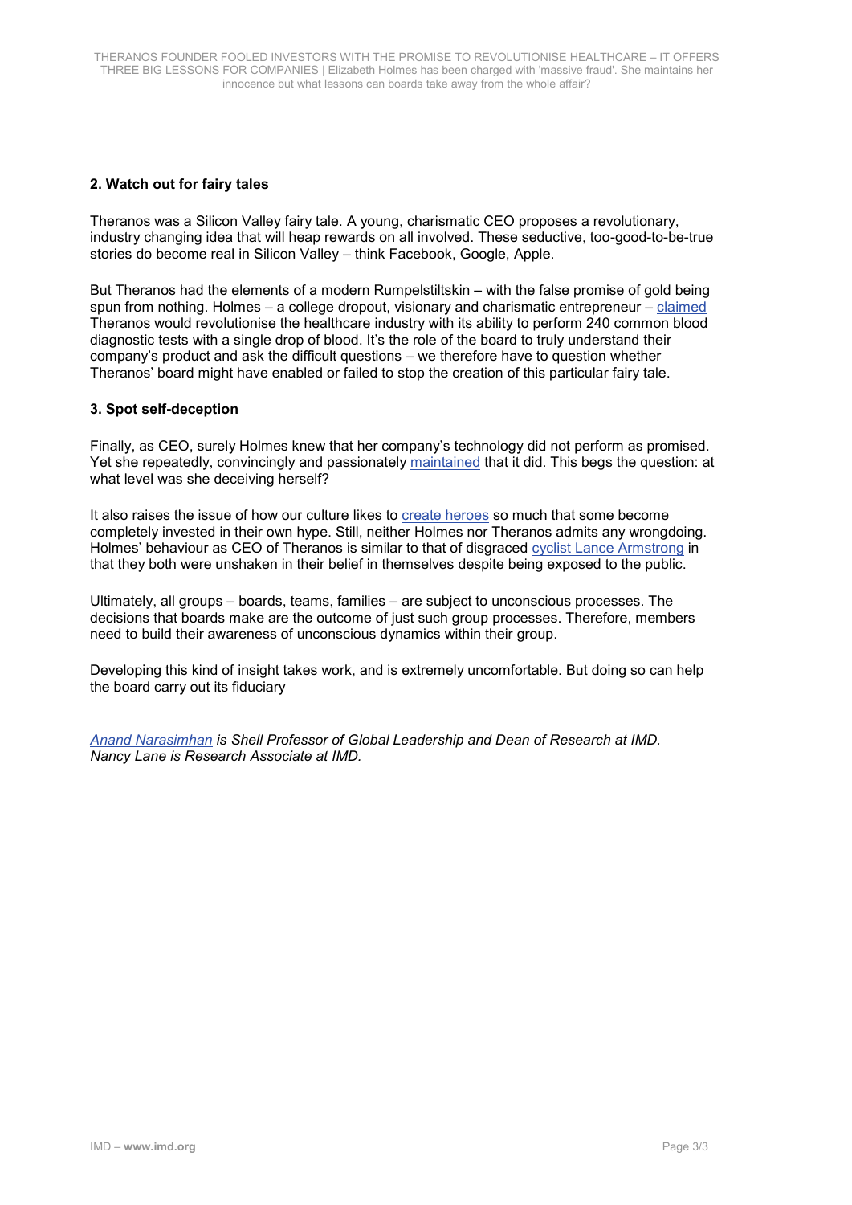## 2. Watch out for fairy tales

Theranos was a Silicon Valley fairy tale. A young, charismatic CEO proposes a revolutionary, industry changing idea that will heap rewards on all involved. These seductive, too-good-to-be-true stories do become real in Silicon Valley – think Facebook, Google, Apple.

But Theranos had the elements of a modern Rumpelstiltskin – with the false promise of gold being spun from nothing. Holmes – a college dropout, visionary and charismatic entrepreneur – claimed Theranos would revolutionise the healthcare industry with its ability to perform 240 common blood diagnostic tests with a single drop of blood. It's the role of the board to truly understand their company's product and ask the difficult questions – we therefore have to question whether Theranos' board might have enabled or failed to stop the creation of this particular fairy tale.

## 3. Spot self-deception

Finally, as CEO, surely Holmes knew that her company's technology did not perform as promised. Yet she repeatedly, convincingly and passionately maintained that it did. This begs the question: at what level was she deceiving herself?

It also raises the issue of how our culture likes to create heroes so much that some become completely invested in their own hype. Still, neither Holmes nor Theranos admits any wrongdoing. Holmes' behaviour as CEO of Theranos is similar to that of disgraced cyclist Lance Armstrong in that they both were unshaken in their belief in themselves despite being exposed to the public.

Ultimately, all groups – boards, teams, families – are subject to unconscious processes. The decisions that boards make are the outcome of just such group processes. Therefore, members need to build their awareness of unconscious dynamics within their group.

Developing this kind of insight takes work, and is extremely uncomfortable. But doing so can help the board carry out its fiduciary

*Anand Narasimhan is Shell Professor of Global Leadership and Dean of Research at IMD.*
*Nancy Lane is Research Associate at IMD.*